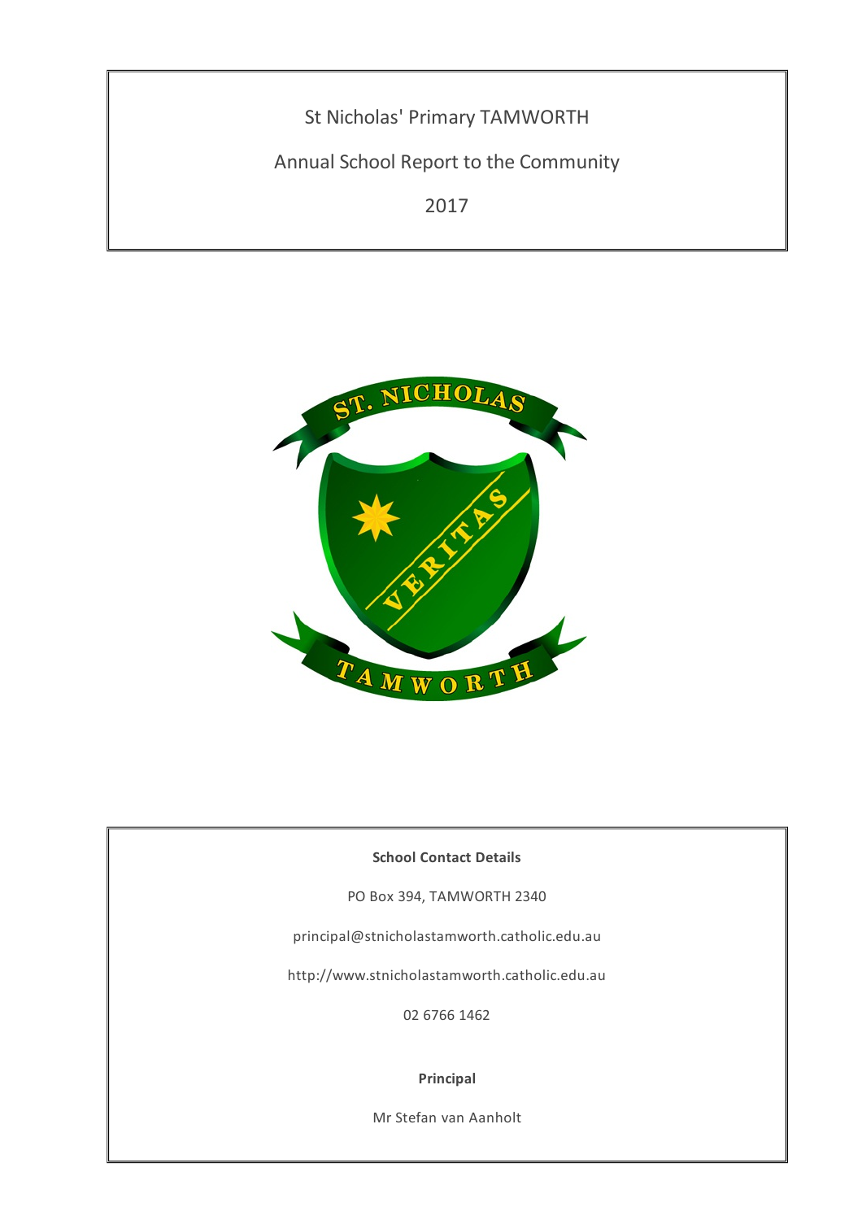# St Nicholas' Primary TAMWORTH

## Annual School Report to the Community

## 2017

**School Contact Details**

PO Box 394, TAMWORTH 2340

principal@stnicholastamworth.catholic.edu.au

http://www.stnicholastamworth.catholic.edu.au

02 6766 1462

**Principal**

Mr Stefan van Aanholt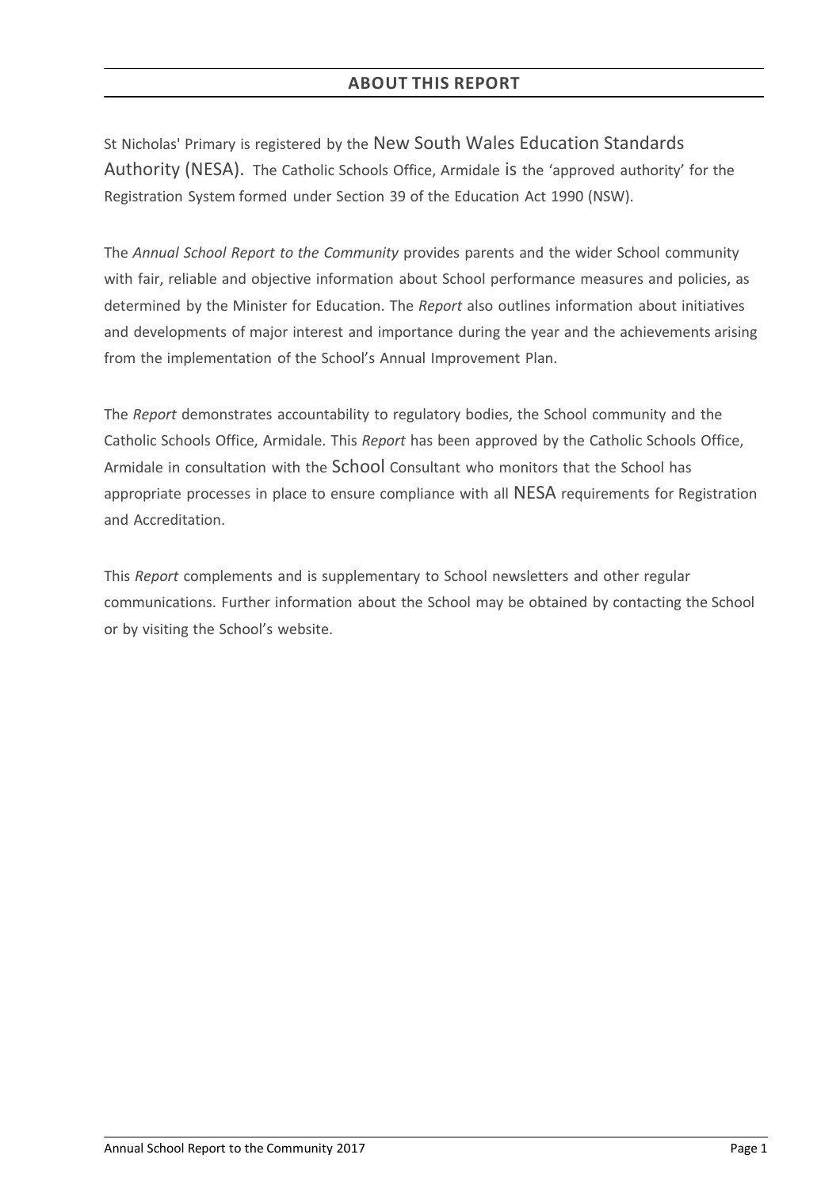## ABOUT THIS REPORT

St Nicholas' Primary is registered by the New South Wales Education Standards Authority (NESA). The Catholic Schools Office, Armidale is the 'approved authority' for the Registration System formed under Section 39 of the Education Act 1990 (NSW).

The *Annual School Report to the Community* provides parents and the wider School community with fair, reliable and objective information about School performance measures and policies, as determined by the Minister for Education. The *Report* also outlines information about initiatives and developments of major interest and importance during the year and the achievements arising from the implementation of the School's Annual Improvement Plan.

The *Report* demonstrates accountability to regulatory bodies, the School community and the Catholic Schools Office, Armidale. This *Report* has been approved by the Catholic Schools Office, Armidale in consultation with the School Consultant who monitors that the School has appropriate processes in place to ensure compliance with all NESA requirements for Registration and Accreditation.

This *Report* complements and is supplementary to School newsletters and other regular communications. Further information about the School may be obtained by contacting the School or by visiting the School's website.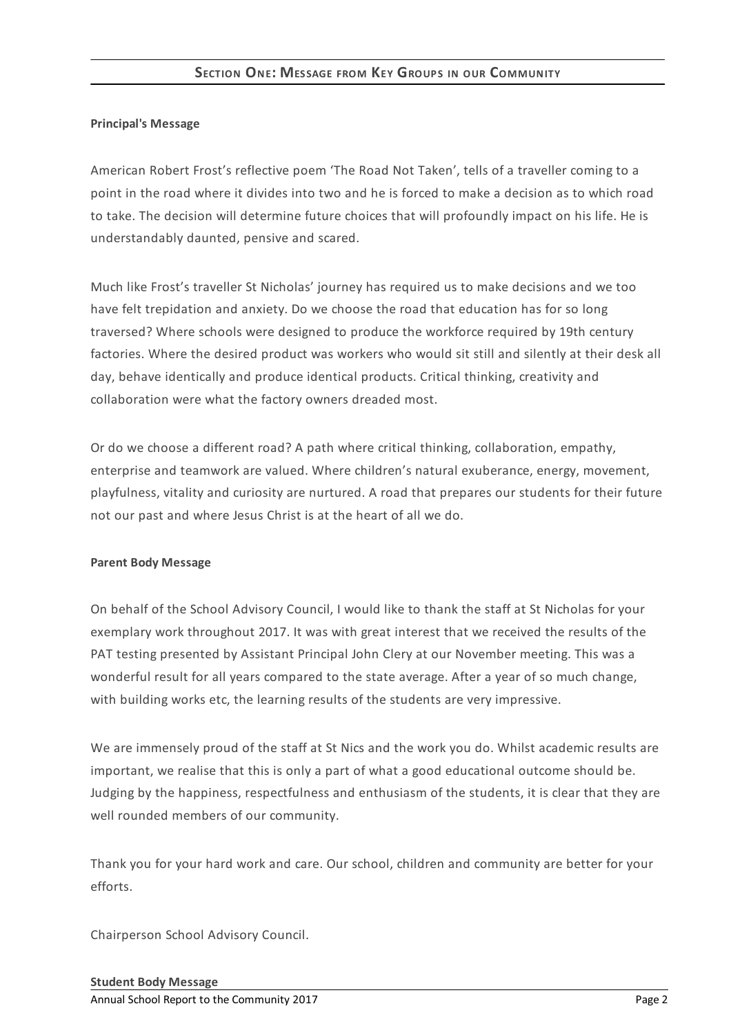## Section One: Message from Key Groups in our Community

**Principal's Message**

American Robert Frost's reflective poem 'The Road Not Taken', tells of a traveller coming to a point in the road where it divides into two and he is forced to make a decision as to which road to take. The decision will determine future choices that will profoundly impact on his life. He is understandably daunted, pensive and scared.

Much like Frost's traveller St Nicholas' journey has required us to make decisions and we too have felt trepidation and anxiety. Do we choose the road that education has for so long traversed? Where schools were designed to produce the workforce required by 19th century factories. Where the desired product was workers who would sit still and silently at their desk all day, behave identically and produce identical products. Critical thinking, creativity and collaboration were what the factory owners dreaded most.

Or do we choose a different road? A path where critical thinking, collaboration, empathy, enterprise and teamwork are valued. Where children's natural exuberance, energy, movement, playfulness, vitality and curiosity are nurtured. A road that prepares our students for their future not our past and where Jesus Christ is at the heart of all we do.

**Parent Body Message**

On behalf of the School Advisory Council, I would like to thank the staff at St Nicholas for your exemplary work throughout 2017. It was with great interest that we received the results of the PAT testing presented by Assistant Principal John Clery at our November meeting. This was a wonderful result for all years compared to the state average. After a year of so much change, with building works etc, the learning results of the students are very impressive.

We are immensely proud of the staff at St Nics and the work you do. Whilst academic results are important, we realise that this is only a part of what a good educational outcome should be. Judging by the happiness, respectfulness and enthusiasm of the students, it is clear that they are well rounded members of our community.

Thank you for your hard work and care. Our school, children and community are better for your efforts.

Chairperson School Advisory Council.

**Student Body Message**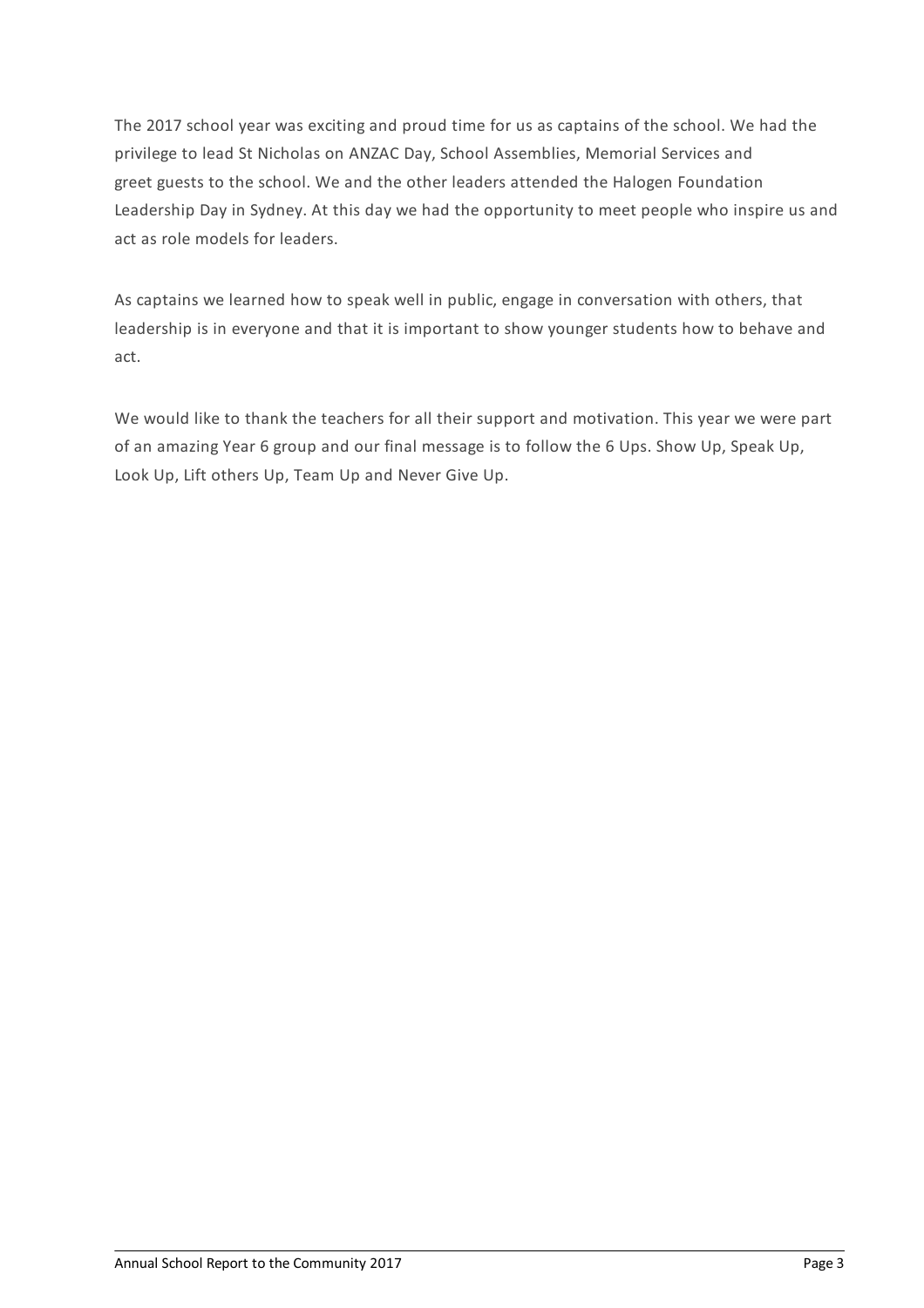The 2017 school year was exciting and proud time for us as captains of the school. We had the privilege to lead St Nicholas on ANZAC Day, School Assemblies, Memorial Services and greet guests to the school. We and the other leaders attended the Halogen Foundation Leadership Day in Sydney. At this day we had the opportunity to meet people who inspire us and act as role models for leaders.

As captains we learned how to speak well in public, engage in conversation with others, that leadership is in everyone and that it is important to show younger students how to behave and act.

We would like to thank the teachers for all their support and motivation. This year we were part of an amazing Year 6 group and our final message is to follow the 6 Ups. Show Up, Speak Up, Look Up, Lift others Up, Team Up and Never Give Up.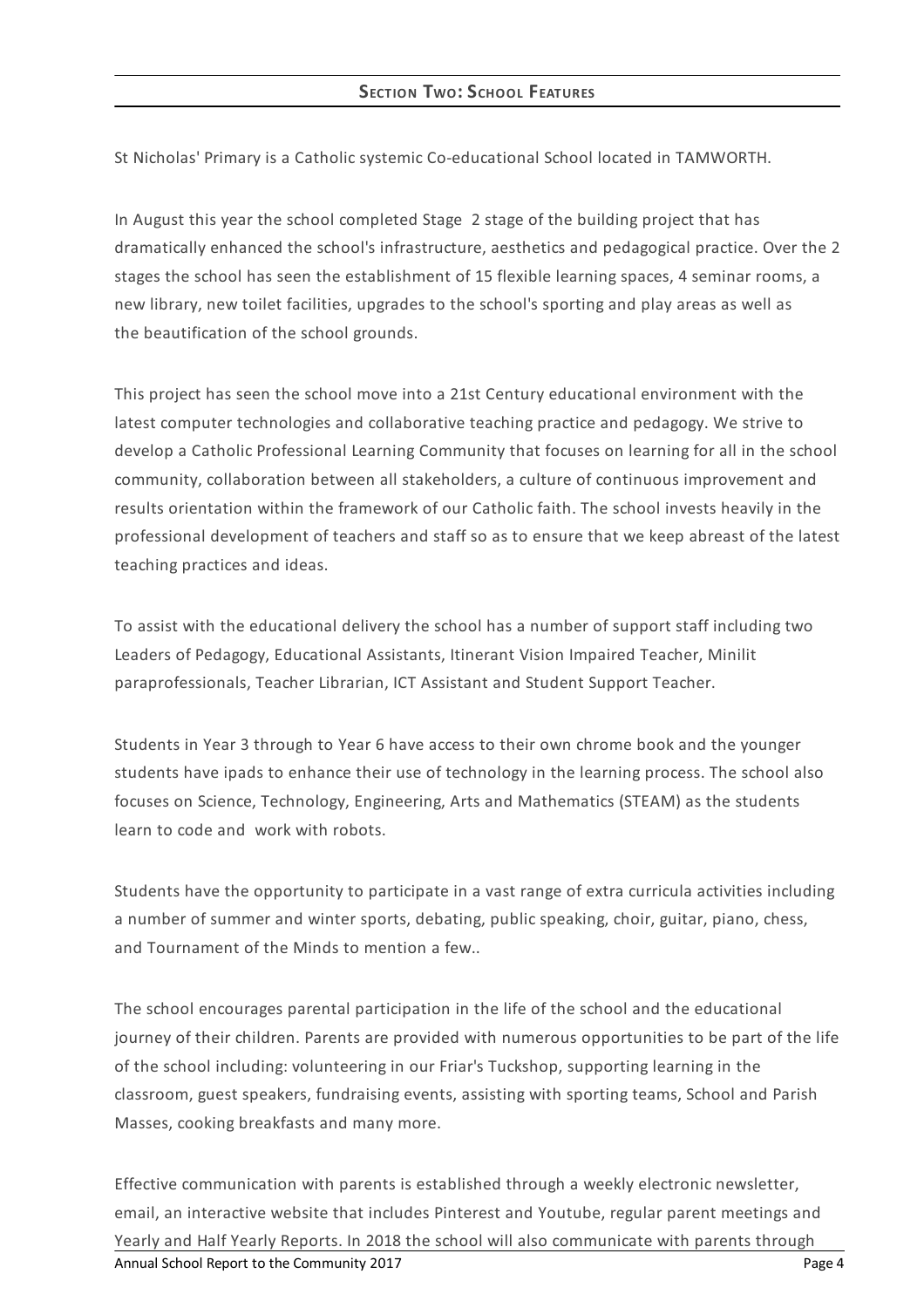## Section Two: School Features

St Nicholas' Primary is a Catholic systemic Co-educational School located in TAMWORTH.

In August this year the school completed Stage 2 stage of the building project that has dramatically enhanced the school's infrastructure, aesthetics and pedagogical practice. Over the 2 stages the school has seen the establishment of 15 flexible learning spaces, 4 seminar rooms, a new library, new toilet facilities, upgrades to the school's sporting and play areas as well as the beautification of the school grounds.

This project has seen the school move into a 21st Century educational environment with the latest computer technologies and collaborative teaching practice and pedagogy. We strive to develop a Catholic Professional Learning Community that focuses on learning for all in the school community, collaboration between all stakeholders, a culture of continuous improvement and results orientation within the framework of our Catholic faith. The school invests heavily in the professional development of teachers and staff so as to ensure that we keep abreast of the latest teaching practices and ideas.

To assist with the educational delivery the school has a number of support staff including two Leaders of Pedagogy, Educational Assistants, Itinerant Vision Impaired Teacher, Minilit paraprofessionals, Teacher Librarian, ICT Assistant and Student Support Teacher.

Students in Year 3 through to Year 6 have access to their own chrome book and the younger students have ipads to enhance their use of technology in the learning process. The school also focuses on Science, Technology, Engineering, Arts and Mathematics (STEAM) as the students learn to code and work with robots.

Students have the opportunity to participate in a vast range of extra curricula activities including a number of summer and winter sports, debating, public speaking, choir, guitar, piano, chess, and Tournament of the Minds to mention a few..

The school encourages parental participation in the life of the school and the educational journey of their children. Parents are provided with numerous opportunities to be part of the life of the school including: volunteering in our Friar's Tuckshop, supporting learning in the classroom, guest speakers, fundraising events, assisting with sporting teams, School and Parish Masses, cooking breakfasts and many more.

Effective communication with parents is established through a weekly electronic newsletter, email, an interactive website that includes Pinterest and Youtube, regular parent meetings and Yearly and Half Yearly Reports. In 2018 the school will also communicate with parents through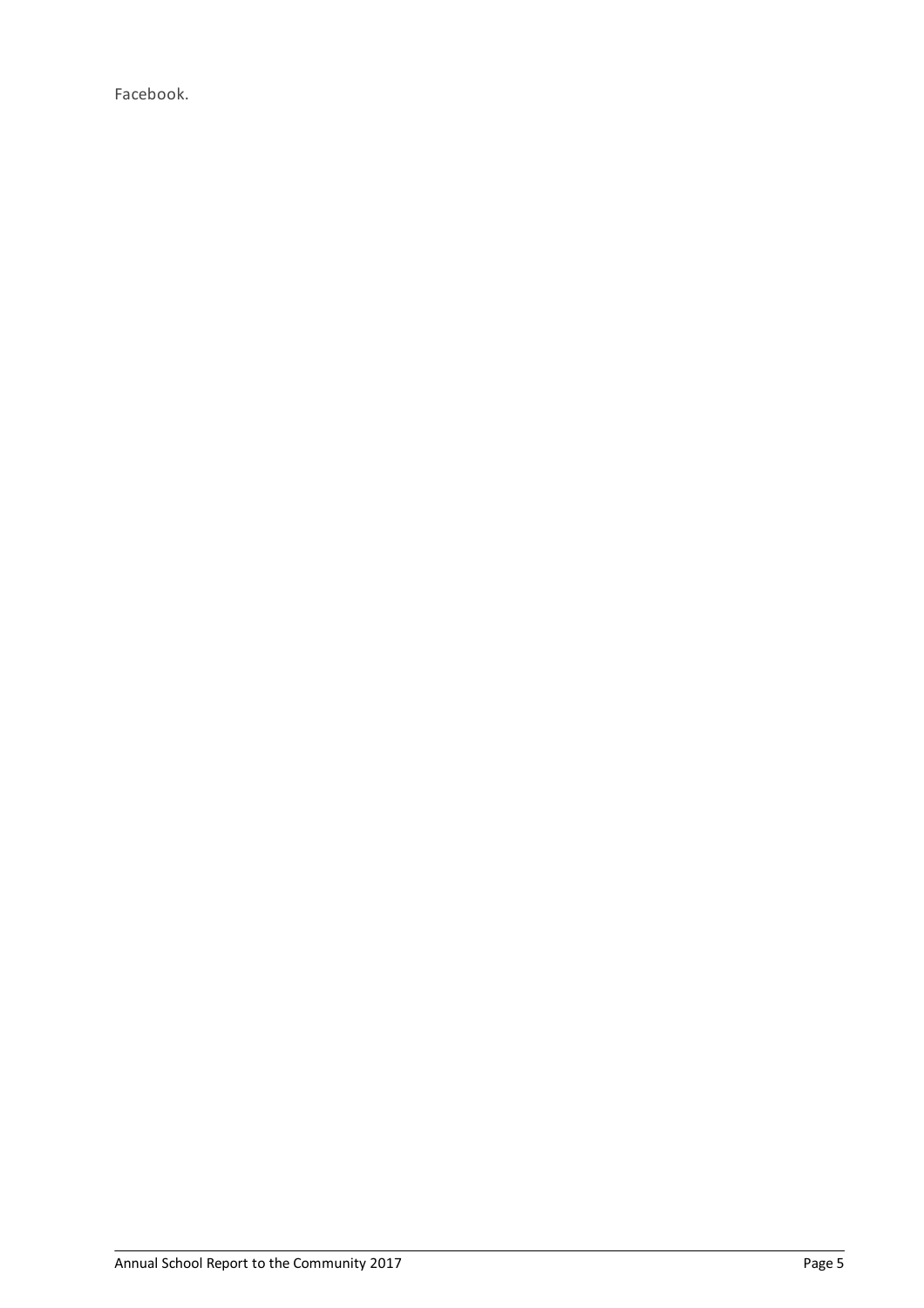Facebook.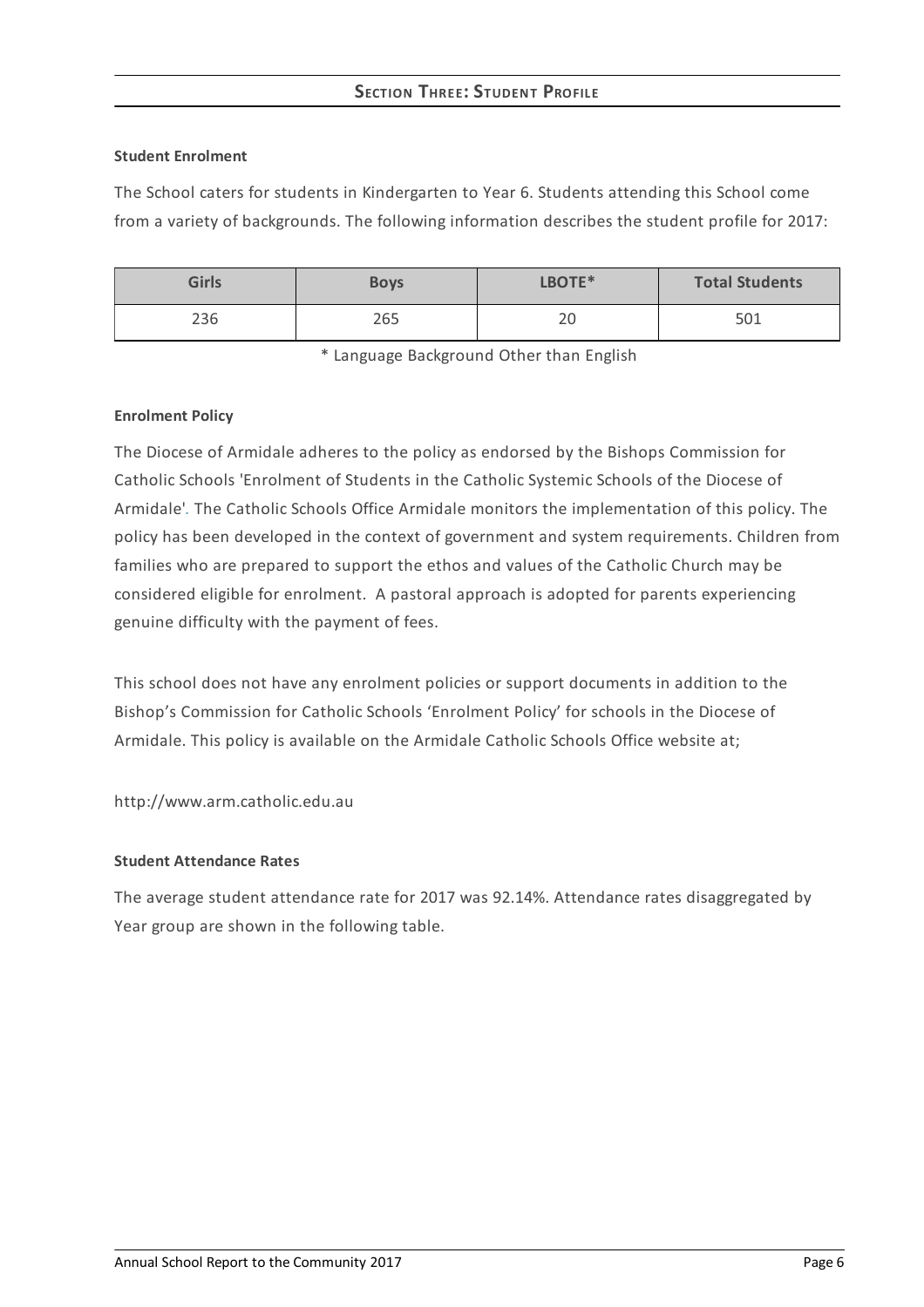## Section Three: Student Profile

**Student Enrolment**

The School caters for students in Kindergarten to Year 6. Students attending this School come from a variety of backgrounds. The following information describes the student profile for 2017:

| Girls | Boys | LBOTE* | Total Students |
|---|---|---|---|
| 236 | 265 | 20 | 501 |

\* Language Background Other than English

**Enrolment Policy**

The Diocese of Armidale adheres to the policy as endorsed by the Bishops Commission for Catholic Schools 'Enrolment of Students in the Catholic Systemic Schools of the Diocese of Armidale'. The Catholic Schools Office Armidale monitors the implementation of this policy. The policy has been developed in the context of government and system requirements. Children from families who are prepared to support the ethos and values of the Catholic Church may be considered eligible for enrolment. A pastoral approach is adopted for parents experiencing genuine difficulty with the payment of fees.

This school does not have any enrolment policies or support documents in addition to the Bishop's Commission for Catholic Schools 'Enrolment Policy' for schools in the Diocese of Armidale. This policy is available on the Armidale Catholic Schools Office website at;

http://www.arm.catholic.edu.au

**Student Attendance Rates**

The average student attendance rate for 2017 was 92.14%. Attendance rates disaggregated by Year group are shown in the following table.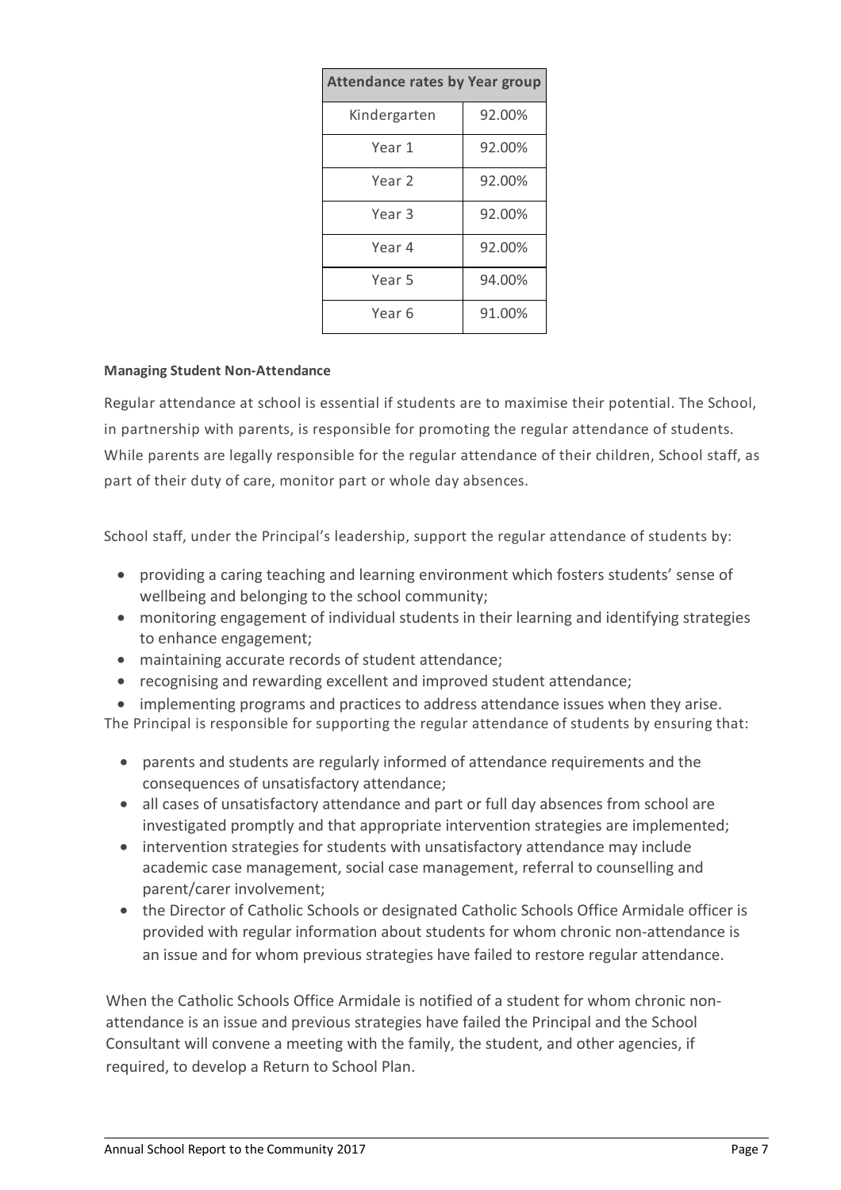| Attendance rates by Year group | |
|---|---|
| Kindergarten | 92.00% |
| Year 1 | 92.00% |
| Year 2 | 92.00% |
| Year 3 | 92.00% |
| Year 4 | 92.00% |
| Year 5 | 94.00% |
| Year 6 | 91.00% |

**Managing Student Non-Attendance**

Regular attendance at school is essential if students are to maximise their potential. The School, in partnership with parents, is responsible for promoting the regular attendance of students. While parents are legally responsible for the regular attendance of their children, School staff, as part of their duty of care, monitor part or whole day absences.

School staff, under the Principal's leadership, support the regular attendance of students by:

- providing a caring teaching and learning environment which fosters students' sense of wellbeing and belonging to the school community;
- monitoring engagement of individual students in their learning and identifying strategies to enhance engagement;
- maintaining accurate records of student attendance;
- recognising and rewarding excellent and improved student attendance;
- implementing programs and practices to address attendance issues when they arise.

The Principal is responsible for supporting the regular attendance of students by ensuring that:

- parents and students are regularly informed of attendance requirements and the consequences of unsatisfactory attendance;
- all cases of unsatisfactory attendance and part or full day absences from school are investigated promptly and that appropriate intervention strategies are implemented;
- intervention strategies for students with unsatisfactory attendance may include academic case management, social case management, referral to counselling and parent/carer involvement;
- the Director of Catholic Schools or designated Catholic Schools Office Armidale officer is provided with regular information about students for whom chronic non-attendance is an issue and for whom previous strategies have failed to restore regular attendance.

When the Catholic Schools Office Armidale is notified of a student for whom chronic non-attendance is an issue and previous strategies have failed the Principal and the School Consultant will convene a meeting with the family, the student, and other agencies, if required, to develop a Return to School Plan.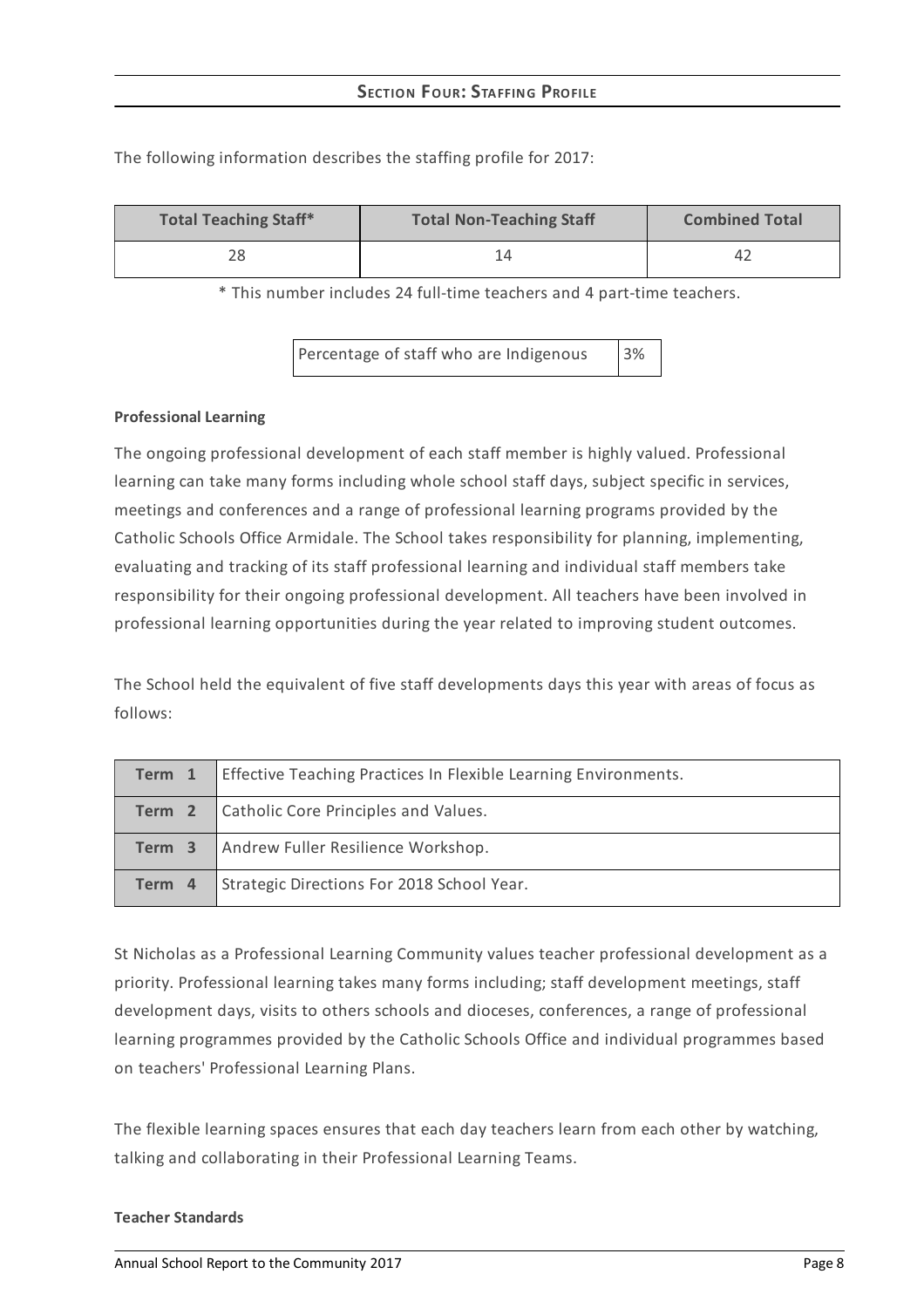## Section Four: Staffing Profile

The following information describes the staffing profile for 2017:

| Total Teaching Staff* | Total Non-Teaching Staff | Combined Total |
|---|---|---|
| 28 | 14 | 42 |

* This number includes 24 full-time teachers and 4 part-time teachers.

| Percentage of staff who are Indigenous | 3% |
|---|---|

**Professional Learning**

The ongoing professional development of each staff member is highly valued. Professional learning can take many forms including whole school staff days, subject specific in services, meetings and conferences and a range of professional learning programs provided by the Catholic Schools Office Armidale. The School takes responsibility for planning, implementing, evaluating and tracking of its staff professional learning and individual staff members take responsibility for their ongoing professional development. All teachers have been involved in professional learning opportunities during the year related to improving student outcomes.

The School held the equivalent of five staff developments days this year with areas of focus as follows:

| Term | Focus |
|---|---|
| Term 1 | Effective Teaching Practices In Flexible Learning Environments. |
| Term 2 | Catholic Core Principles and Values. |
| Term 3 | Andrew Fuller Resilience Workshop. |
| Term 4 | Strategic Directions For 2018 School Year. |

St Nicholas as a Professional Learning Community values teacher professional development as a priority. Professional learning takes many forms including; staff development meetings, staff development days, visits to others schools and dioceses, conferences, a range of professional learning programmes provided by the Catholic Schools Office and individual programmes based on teachers' Professional Learning Plans.

The flexible learning spaces ensures that each day teachers learn from each other by watching, talking and collaborating in their Professional Learning Teams.

**Teacher Standards**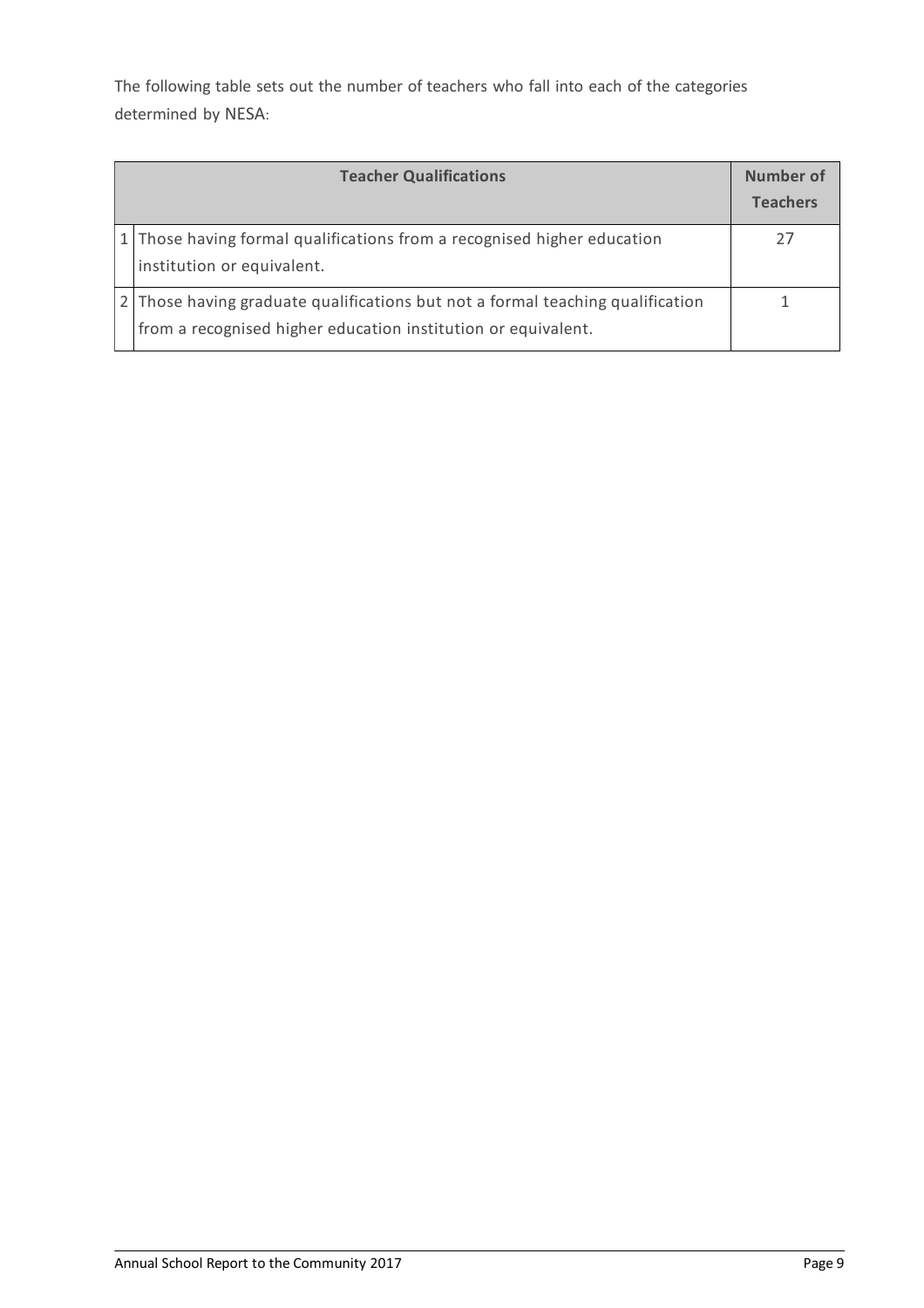The following table sets out the number of teachers who fall into each of the categories determined by NESA:

| | Teacher Qualifications | Number of Teachers |
|---|---|---|
| 1 | Those having formal qualifications from a recognised higher education institution or equivalent. | 27 |
| 2 | Those having graduate qualifications but not a formal teaching qualification from a recognised higher education institution or equivalent. | 1 |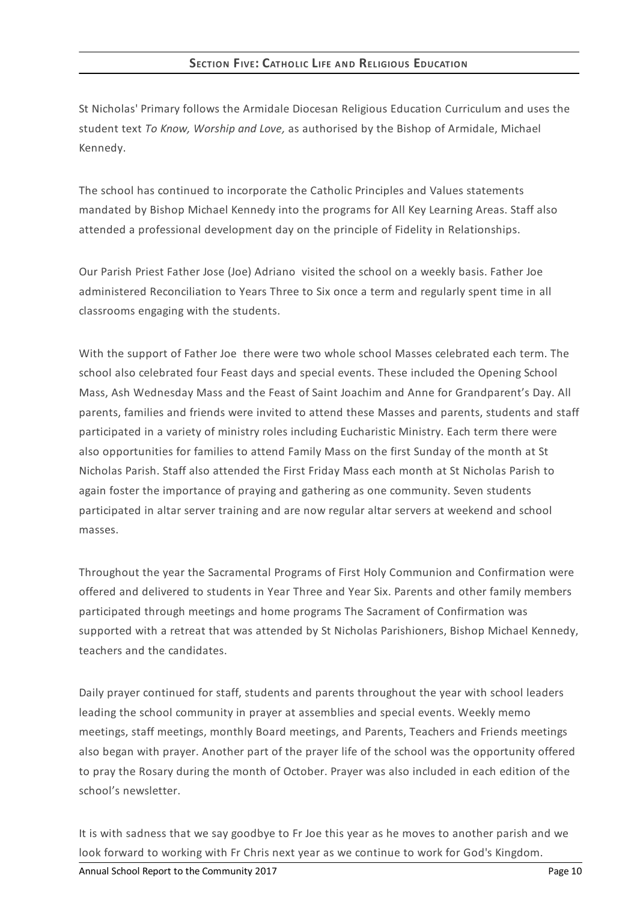## Section Five: Catholic Life and Religious Education

St Nicholas' Primary follows the Armidale Diocesan Religious Education Curriculum and uses the student text *To Know, Worship and Love,* as authorised by the Bishop of Armidale, Michael Kennedy.

The school has continued to incorporate the Catholic Principles and Values statements mandated by Bishop Michael Kennedy into the programs for All Key Learning Areas. Staff also attended a professional development day on the principle of Fidelity in Relationships.

Our Parish Priest Father Jose (Joe) Adriano visited the school on a weekly basis. Father Joe administered Reconciliation to Years Three to Six once a term and regularly spent time in all classrooms engaging with the students.

With the support of Father Joe there were two whole school Masses celebrated each term. The school also celebrated four Feast days and special events. These included the Opening School Mass, Ash Wednesday Mass and the Feast of Saint Joachim and Anne for Grandparent's Day. All parents, families and friends were invited to attend these Masses and parents, students and staff participated in a variety of ministry roles including Eucharistic Ministry. Each term there were also opportunities for families to attend Family Mass on the first Sunday of the month at St Nicholas Parish. Staff also attended the First Friday Mass each month at St Nicholas Parish to again foster the importance of praying and gathering as one community. Seven students participated in altar server training and are now regular altar servers at weekend and school masses.

Throughout the year the Sacramental Programs of First Holy Communion and Confirmation were offered and delivered to students in Year Three and Year Six. Parents and other family members participated through meetings and home programs The Sacrament of Confirmation was supported with a retreat that was attended by St Nicholas Parishioners, Bishop Michael Kennedy, teachers and the candidates.

Daily prayer continued for staff, students and parents throughout the year with school leaders leading the school community in prayer at assemblies and special events. Weekly memo meetings, staff meetings, monthly Board meetings, and Parents, Teachers and Friends meetings also began with prayer. Another part of the prayer life of the school was the opportunity offered to pray the Rosary during the month of October. Prayer was also included in each edition of the school's newsletter.

It is with sadness that we say goodbye to Fr Joe this year as he moves to another parish and we look forward to working with Fr Chris next year as we continue to work for God's Kingdom.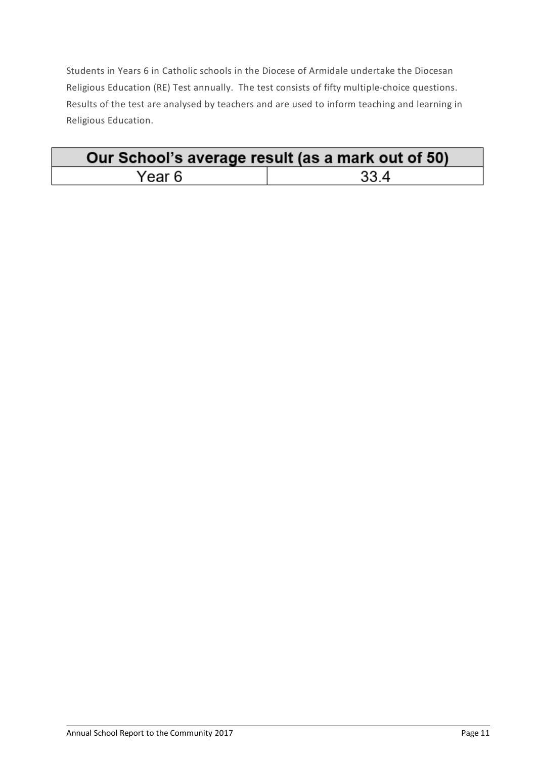Students in Years 6 in Catholic schools in the Diocese of Armidale undertake the Diocesan Religious Education (RE) Test annually. The test consists of fifty multiple-choice questions. Results of the test are analysed by teachers and are used to inform teaching and learning in Religious Education.

| Our School's average result (as a mark out of 50) | |
|---|---|
| Year 6 | 33.4 |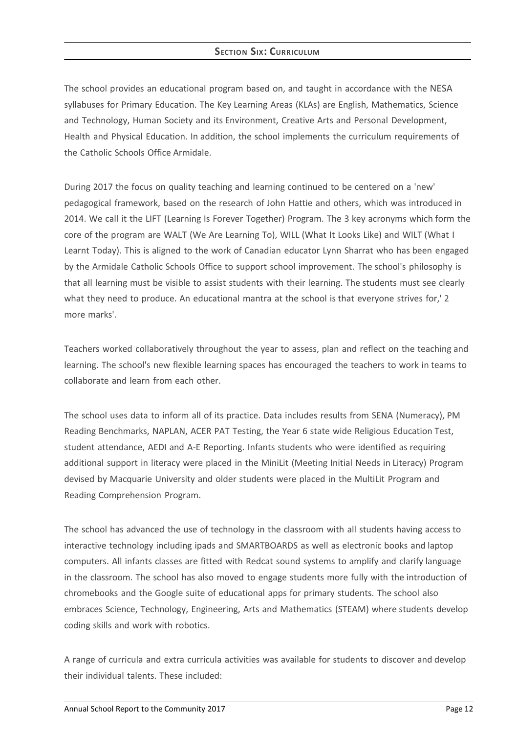## Section Six: Curriculum

The school provides an educational program based on, and taught in accordance with the NESA syllabuses for Primary Education. The Key Learning Areas (KLAs) are English, Mathematics, Science and Technology, Human Society and its Environment, Creative Arts and Personal Development, Health and Physical Education. In addition, the school implements the curriculum requirements of the Catholic Schools Office Armidale.

During 2017 the focus on quality teaching and learning continued to be centered on a 'new' pedagogical framework, based on the research of John Hattie and others, which was introduced in 2014. We call it the LIFT (Learning Is Forever Together) Program. The 3 key acronyms which form the core of the program are WALT (We Are Learning To), WILL (What It Looks Like) and WILT (What I Learnt Today). This is aligned to the work of Canadian educator Lynn Sharrat who has been engaged by the Armidale Catholic Schools Office to support school improvement. The school's philosophy is that all learning must be visible to assist students with their learning. The students must see clearly what they need to produce. An educational mantra at the school is that everyone strives for,' 2 more marks'.

Teachers worked collaboratively throughout the year to assess, plan and reflect on the teaching and learning. The school's new flexible learning spaces has encouraged the teachers to work in teams to collaborate and learn from each other.

The school uses data to inform all of its practice. Data includes results from SENA (Numeracy), PM Reading Benchmarks, NAPLAN, ACER PAT Testing, the Year 6 state wide Religious Education Test, student attendance, AEDI and A-E Reporting. Infants students who were identified as requiring additional support in literacy were placed in the MiniLit (Meeting Initial Needs in Literacy) Program devised by Macquarie University and older students were placed in the MultiLit Program and Reading Comprehension Program.

The school has advanced the use of technology in the classroom with all students having access to interactive technology including ipads and SMARTBOARDS as well as electronic books and laptop computers. All infants classes are fitted with Redcat sound systems to amplify and clarify language in the classroom. The school has also moved to engage students more fully with the introduction of chromebooks and the Google suite of educational apps for primary students. The school also embraces Science, Technology, Engineering, Arts and Mathematics (STEAM) where students develop coding skills and work with robotics.

A range of curricula and extra curricula activities was available for students to discover and develop their individual talents. These included: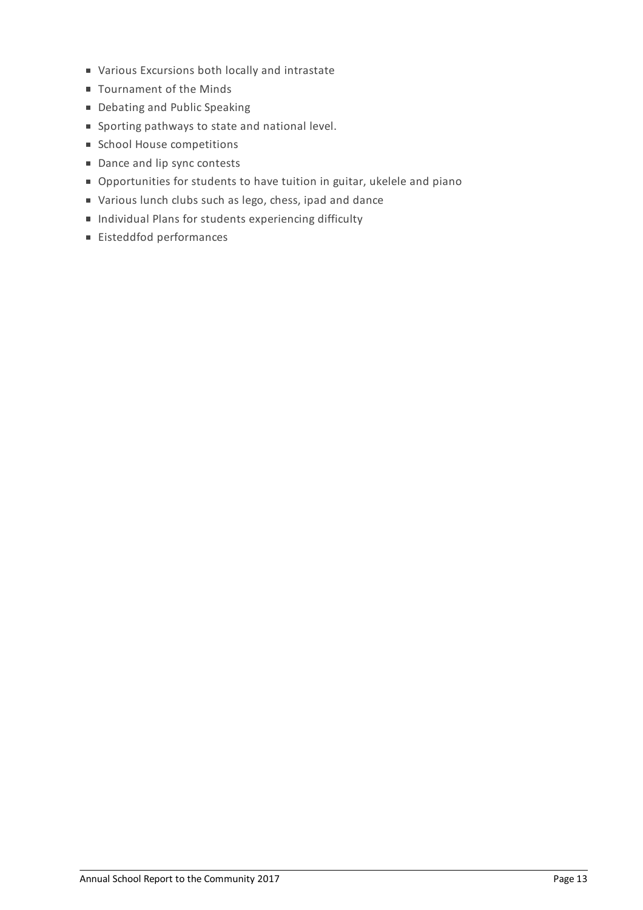- Various Excursions both locally and intrastate
- Tournament of the Minds
- Debating and Public Speaking
- Sporting pathways to state and national level.
- School House competitions
- Dance and lip sync contests
- Opportunities for students to have tuition in guitar, ukelele and piano
- Various lunch clubs such as lego, chess, ipad and dance
- Individual Plans for students experiencing difficulty
- Eisteddfod performances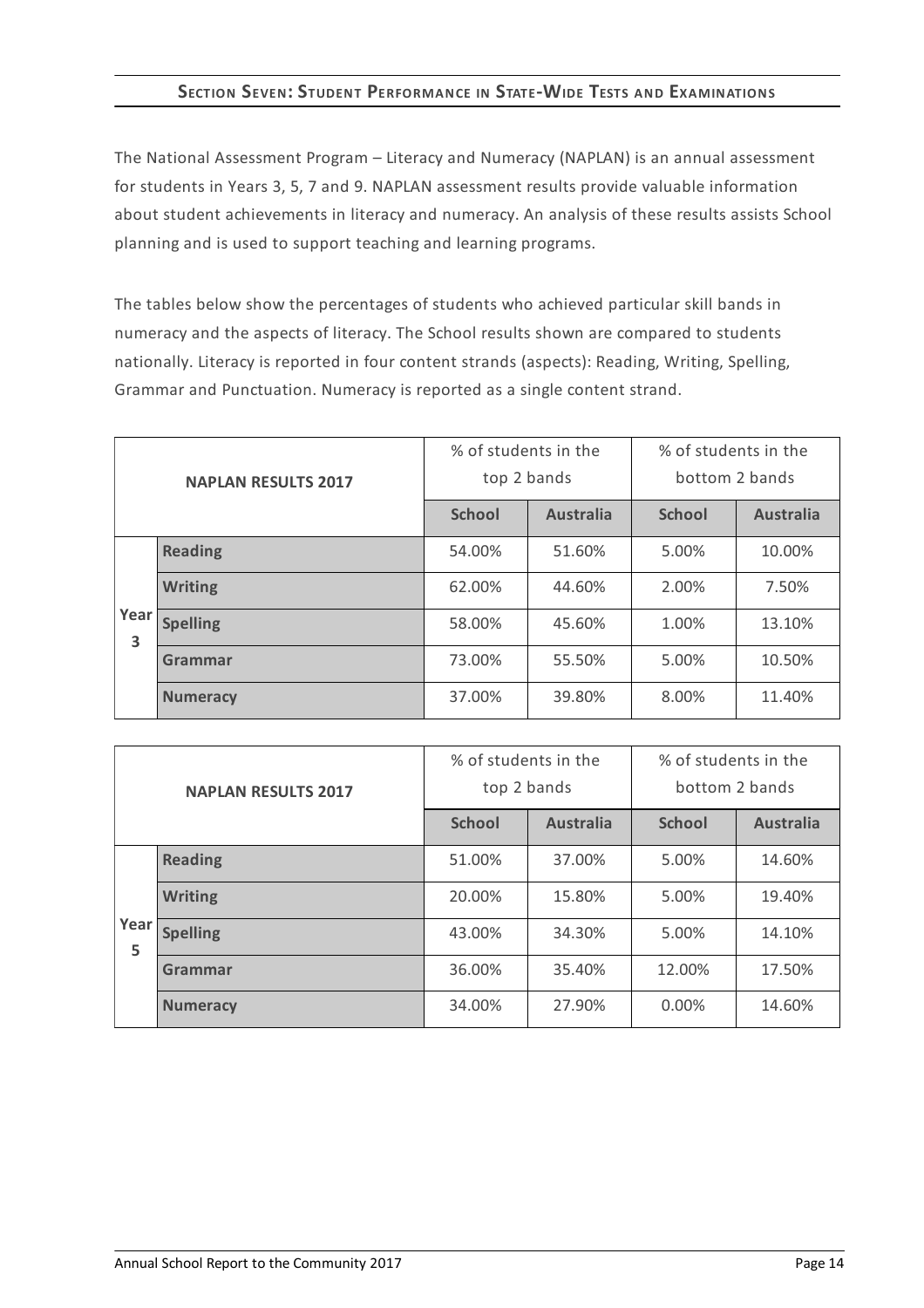## Section Seven: Student Performance in State-Wide Tests and Examinations

The National Assessment Program – Literacy and Numeracy (NAPLAN) is an annual assessment for students in Years 3, 5, 7 and 9. NAPLAN assessment results provide valuable information about student achievements in literacy and numeracy. An analysis of these results assists School planning and is used to support teaching and learning programs.

The tables below show the percentages of students who achieved particular skill bands in numeracy and the aspects of literacy. The School results shown are compared to students nationally. Literacy is reported in four content strands (aspects): Reading, Writing, Spelling, Grammar and Punctuation. Numeracy is reported as a single content strand.

| NAPLAN RESULTS 2017 | | % of students in the top 2 bands | | % of students in the bottom 2 bands | |
|---|---|---|---|---|---|
| | | **School** | **Australia** | **School** | **Australia** |
| Year 3 | **Reading** | 54.00% | 51.60% | 5.00% | 10.00% |
| | **Writing** | 62.00% | 44.60% | 2.00% | 7.50% |
| | **Spelling** | 58.00% | 45.60% | 1.00% | 13.10% |
| | **Grammar** | 73.00% | 55.50% | 5.00% | 10.50% |
| | **Numeracy** | 37.00% | 39.80% | 8.00% | 11.40% |

| NAPLAN RESULTS 2017 | | % of students in the top 2 bands | | % of students in the bottom 2 bands | |
|---|---|---|---|---|---|
| | | **School** | **Australia** | **School** | **Australia** |
| Year 5 | **Reading** | 51.00% | 37.00% | 5.00% | 14.60% |
| | **Writing** | 20.00% | 15.80% | 5.00% | 19.40% |
| | **Spelling** | 43.00% | 34.30% | 5.00% | 14.10% |
| | **Grammar** | 36.00% | 35.40% | 12.00% | 17.50% |
| | **Numeracy** | 34.00% | 27.90% | 0.00% | 14.60% |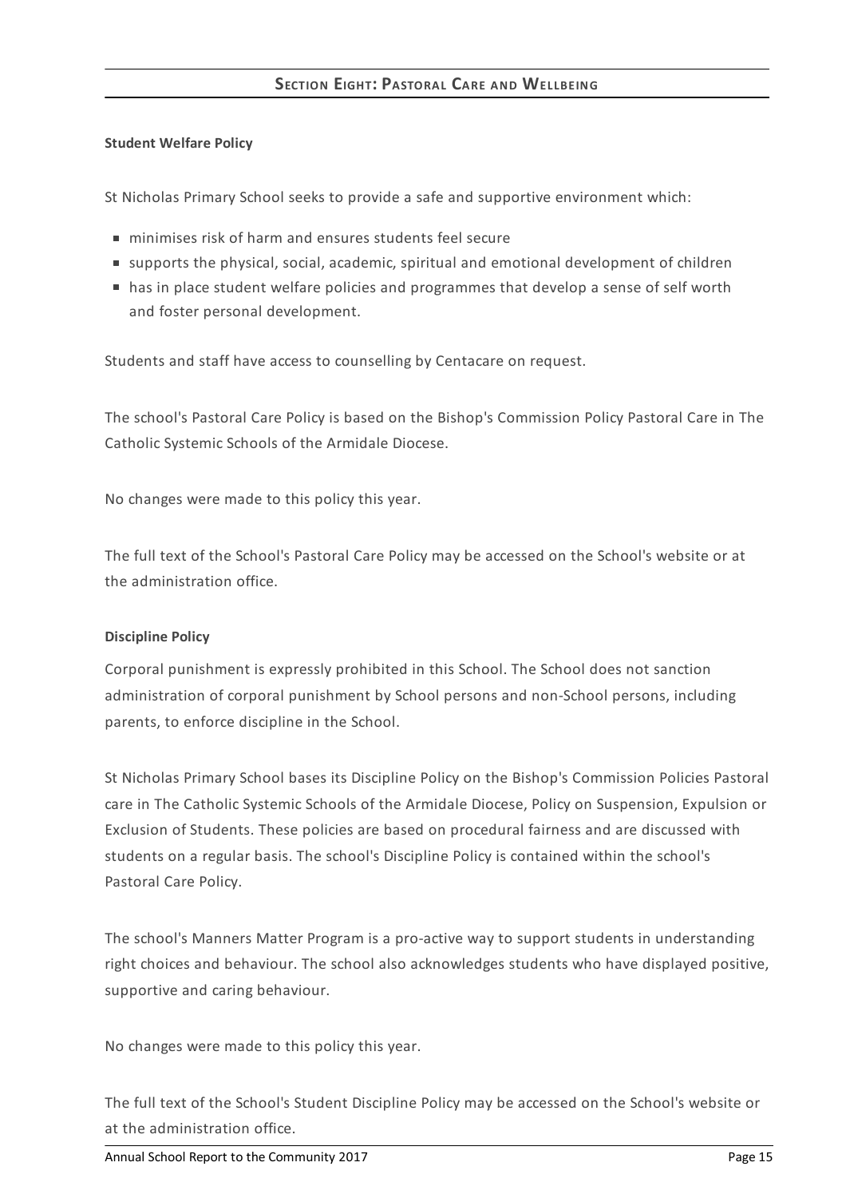## Section Eight: Pastoral Care and Wellbeing

### Student Welfare Policy

St Nicholas Primary School seeks to provide a safe and supportive environment which:

- minimises risk of harm and ensures students feel secure
- supports the physical, social, academic, spiritual and emotional development of children
- has in place student welfare policies and programmes that develop a sense of self worth and foster personal development.

Students and staff have access to counselling by Centacare on request.

The school's Pastoral Care Policy is based on the Bishop's Commission Policy Pastoral Care in The Catholic Systemic Schools of the Armidale Diocese.

No changes were made to this policy this year.

The full text of the School's Pastoral Care Policy may be accessed on the School's website or at the administration office.

### Discipline Policy

Corporal punishment is expressly prohibited in this School. The School does not sanction administration of corporal punishment by School persons and non-School persons, including parents, to enforce discipline in the School.

St Nicholas Primary School bases its Discipline Policy on the Bishop's Commission Policies Pastoral care in The Catholic Systemic Schools of the Armidale Diocese, Policy on Suspension, Expulsion or Exclusion of Students. These policies are based on procedural fairness and are discussed with students on a regular basis. The school's Discipline Policy is contained within the school's Pastoral Care Policy.

The school's Manners Matter Program is a pro-active way to support students in understanding right choices and behaviour. The school also acknowledges students who have displayed positive, supportive and caring behaviour.

No changes were made to this policy this year.

The full text of the School's Student Discipline Policy may be accessed on the School's website or at the administration office.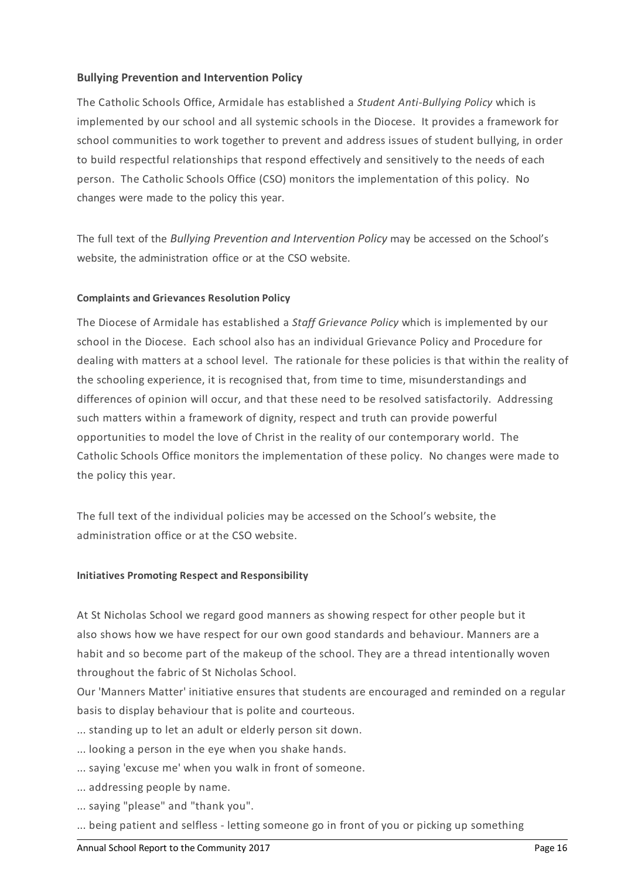## Bullying Prevention and Intervention Policy

The Catholic Schools Office, Armidale has established a *Student Anti-Bullying Policy* which is implemented by our school and all systemic schools in the Diocese. It provides a framework for school communities to work together to prevent and address issues of student bullying, in order to build respectful relationships that respond effectively and sensitively to the needs of each person. The Catholic Schools Office (CSO) monitors the implementation of this policy. No changes were made to the policy this year.

The full text of the *Bullying Prevention and Intervention Policy* may be accessed on the School's website, the administration office or at the CSO website.

### Complaints and Grievances Resolution Policy

The Diocese of Armidale has established a *Staff Grievance Policy* which is implemented by our school in the Diocese. Each school also has an individual Grievance Policy and Procedure for dealing with matters at a school level. The rationale for these policies is that within the reality of the schooling experience, it is recognised that, from time to time, misunderstandings and differences of opinion will occur, and that these need to be resolved satisfactorily. Addressing such matters within a framework of dignity, respect and truth can provide powerful opportunities to model the love of Christ in the reality of our contemporary world. The Catholic Schools Office monitors the implementation of these policy. No changes were made to the policy this year.

The full text of the individual policies may be accessed on the School's website, the administration office or at the CSO website.

### Initiatives Promoting Respect and Responsibility

At St Nicholas School we regard good manners as showing respect for other people but it also shows how we have respect for our own good standards and behaviour. Manners are a habit and so become part of the makeup of the school. They are a thread intentionally woven throughout the fabric of St Nicholas School.

Our 'Manners Matter' initiative ensures that students are encouraged and reminded on a regular basis to display behaviour that is polite and courteous.

... standing up to let an adult or elderly person sit down.

... looking a person in the eye when you shake hands.

... saying 'excuse me' when you walk in front of someone.

... addressing people by name.

... saying "please" and "thank you".

... being patient and selfless - letting someone go in front of you or picking up something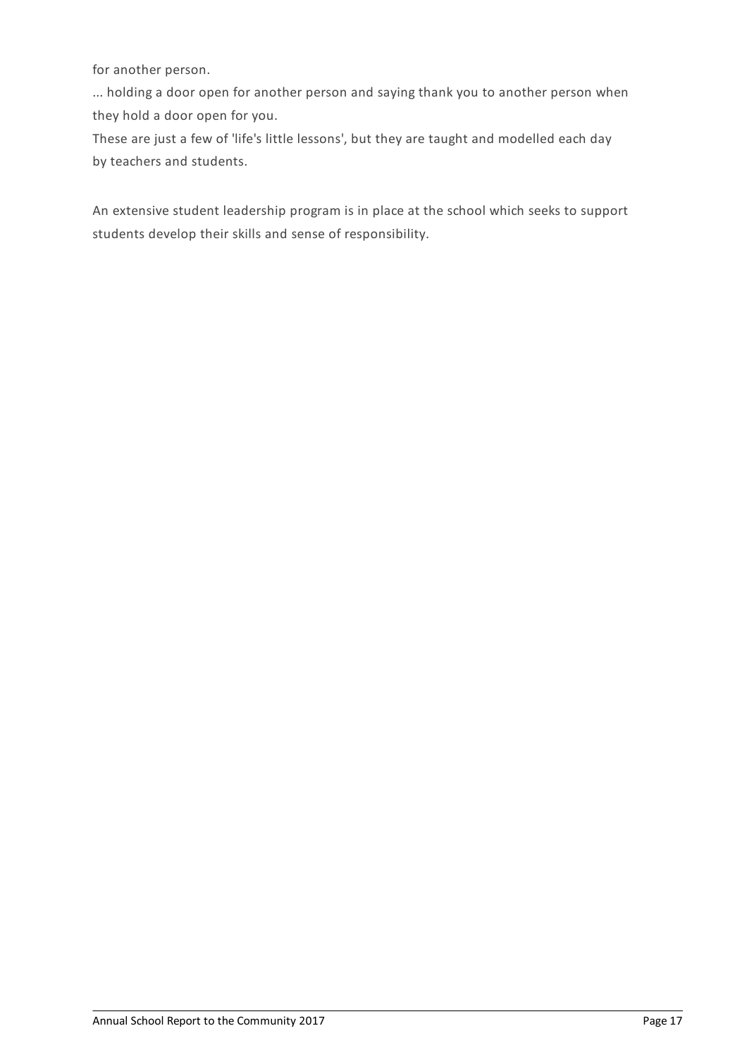for another person.

... holding a door open for another person and saying thank you to another person when they hold a door open for you.

These are just a few of 'life's little lessons', but they are taught and modelled each day by teachers and students.

An extensive student leadership program is in place at the school which seeks to support students develop their skills and sense of responsibility.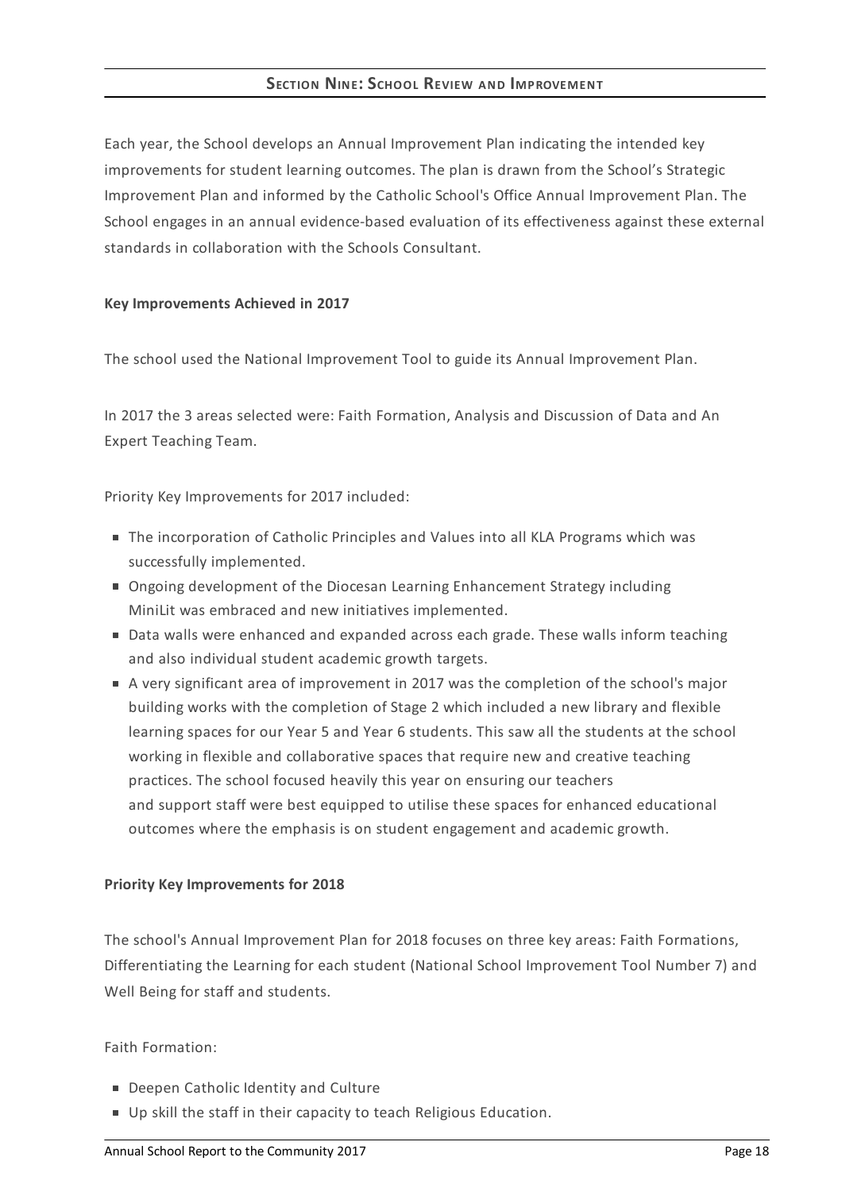## Section Nine: School Review and Improvement

Each year, the School develops an Annual Improvement Plan indicating the intended key improvements for student learning outcomes. The plan is drawn from the School's Strategic Improvement Plan and informed by the Catholic School's Office Annual Improvement Plan. The School engages in an annual evidence-based evaluation of its effectiveness against these external standards in collaboration with the Schools Consultant.

**Key Improvements Achieved in 2017**

The school used the National Improvement Tool to guide its Annual Improvement Plan.

In 2017 the 3 areas selected were: Faith Formation, Analysis and Discussion of Data and An Expert Teaching Team.

Priority Key Improvements for 2017 included:

- The incorporation of Catholic Principles and Values into all KLA Programs which was successfully implemented.
- Ongoing development of the Diocesan Learning Enhancement Strategy including MiniLit was embraced and new initiatives implemented.
- Data walls were enhanced and expanded across each grade. These walls inform teaching and also individual student academic growth targets.
- A very significant area of improvement in 2017 was the completion of the school's major building works with the completion of Stage 2 which included a new library and flexible learning spaces for our Year 5 and Year 6 students. This saw all the students at the school working in flexible and collaborative spaces that require new and creative teaching practices. The school focused heavily this year on ensuring our teachers and support staff were best equipped to utilise these spaces for enhanced educational outcomes where the emphasis is on student engagement and academic growth.

**Priority Key Improvements for 2018**

The school's Annual Improvement Plan for 2018 focuses on three key areas: Faith Formations, Differentiating the Learning for each student (National School Improvement Tool Number 7) and Well Being for staff and students.

Faith Formation:

- Deepen Catholic Identity and Culture
- Up skill the staff in their capacity to teach Religious Education.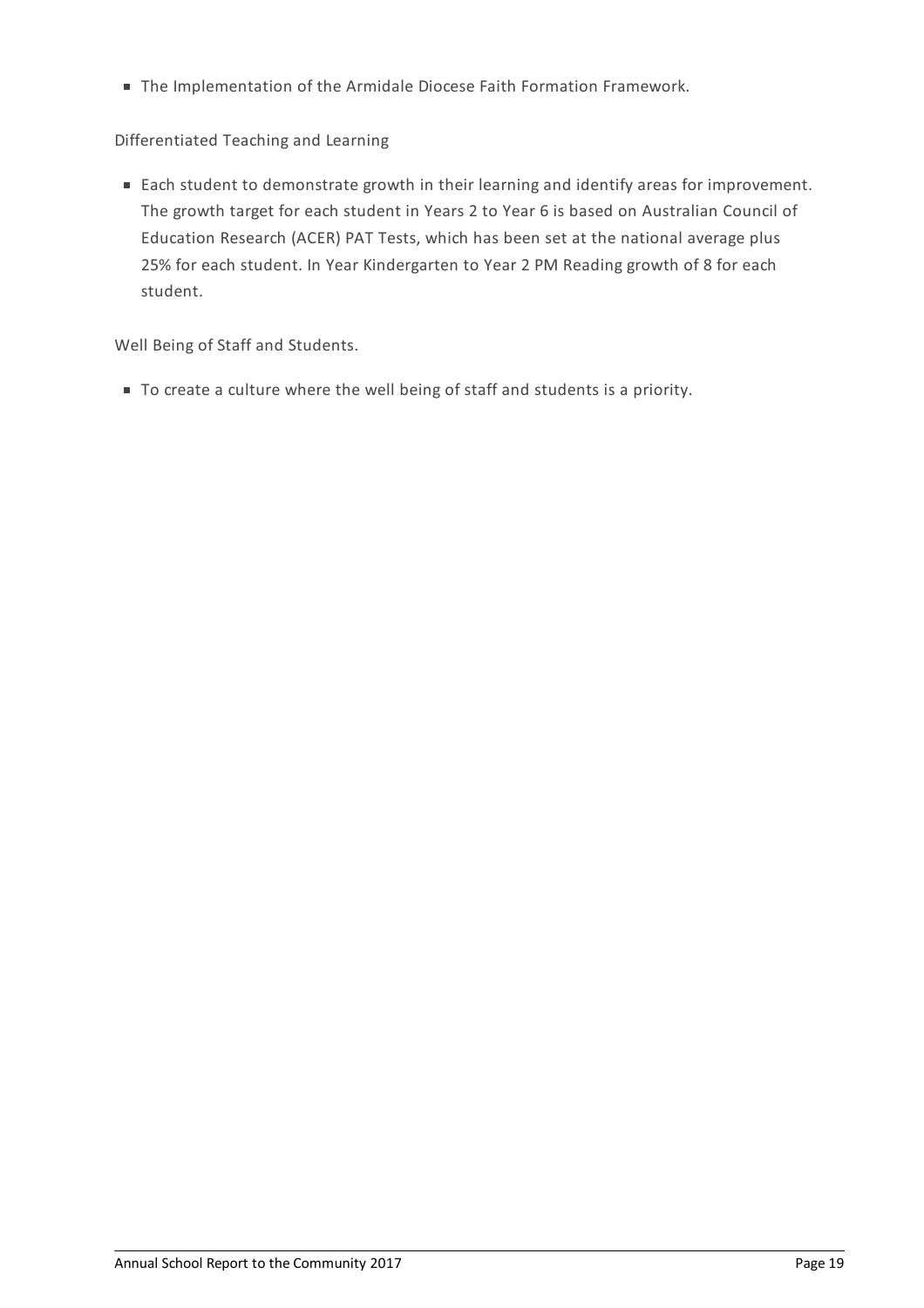- The Implementation of the Armidale Diocese Faith Formation Framework.

Differentiated Teaching and Learning

- Each student to demonstrate growth in their learning and identify areas for improvement. The growth target for each student in Years 2 to Year 6 is based on Australian Council of Education Research (ACER) PAT Tests, which has been set at the national average plus 25% for each student. In Year Kindergarten to Year 2 PM Reading growth of 8 for each student.

Well Being of Staff and Students.

- To create a culture where the well being of staff and students is a priority.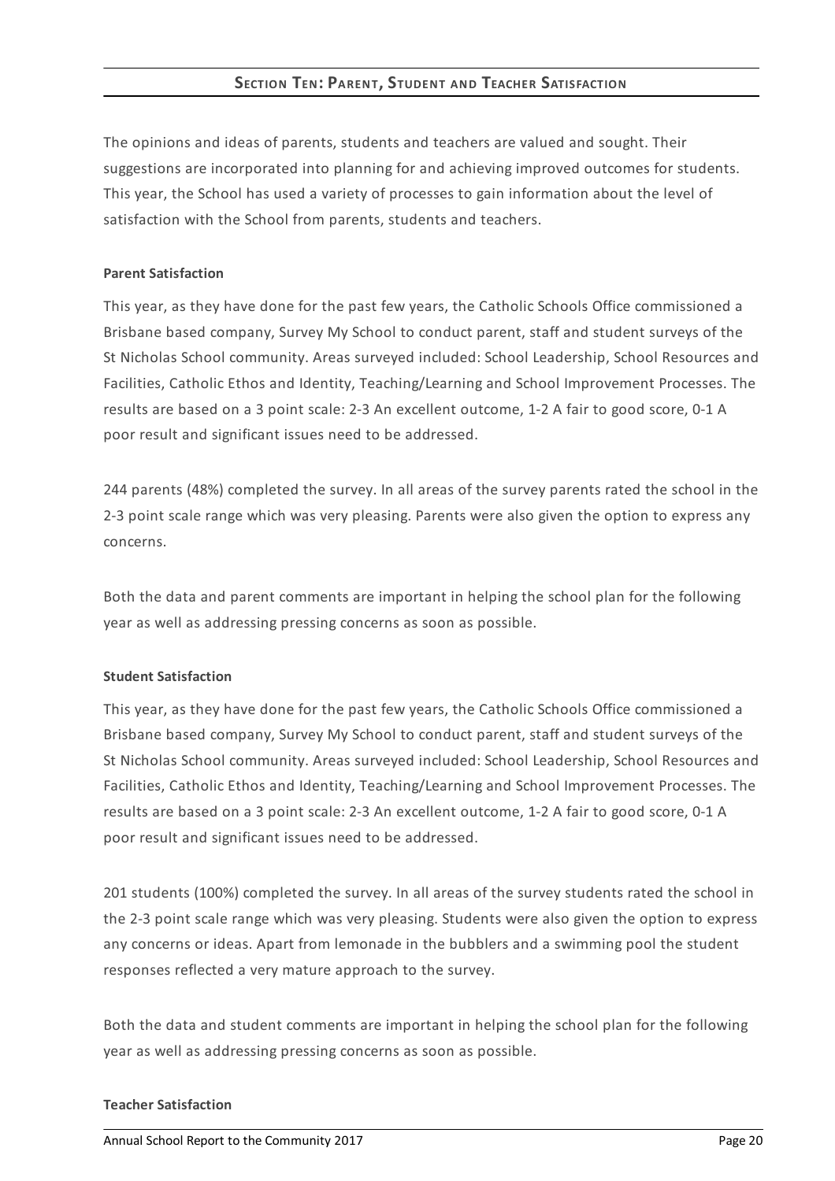## Section Ten: Parent, Student and Teacher Satisfaction

The opinions and ideas of parents, students and teachers are valued and sought. Their suggestions are incorporated into planning for and achieving improved outcomes for students. This year, the School has used a variety of processes to gain information about the level of satisfaction with the School from parents, students and teachers.

**Parent Satisfaction**

This year, as they have done for the past few years, the Catholic Schools Office commissioned a Brisbane based company, Survey My School to conduct parent, staff and student surveys of the St Nicholas School community. Areas surveyed included: School Leadership, School Resources and Facilities, Catholic Ethos and Identity, Teaching/Learning and School Improvement Processes. The results are based on a 3 point scale: 2-3 An excellent outcome, 1-2 A fair to good score, 0-1 A poor result and significant issues need to be addressed.

244 parents (48%) completed the survey. In all areas of the survey parents rated the school in the 2-3 point scale range which was very pleasing. Parents were also given the option to express any concerns.

Both the data and parent comments are important in helping the school plan for the following year as well as addressing pressing concerns as soon as possible.

**Student Satisfaction**

This year, as they have done for the past few years, the Catholic Schools Office commissioned a Brisbane based company, Survey My School to conduct parent, staff and student surveys of the St Nicholas School community. Areas surveyed included: School Leadership, School Resources and Facilities, Catholic Ethos and Identity, Teaching/Learning and School Improvement Processes. The results are based on a 3 point scale: 2-3 An excellent outcome, 1-2 A fair to good score, 0-1 A poor result and significant issues need to be addressed.

201 students (100%) completed the survey. In all areas of the survey students rated the school in the 2-3 point scale range which was very pleasing. Students were also given the option to express any concerns or ideas. Apart from lemonade in the bubblers and a swimming pool the student responses reflected a very mature approach to the survey.

Both the data and student comments are important in helping the school plan for the following year as well as addressing pressing concerns as soon as possible.

**Teacher Satisfaction**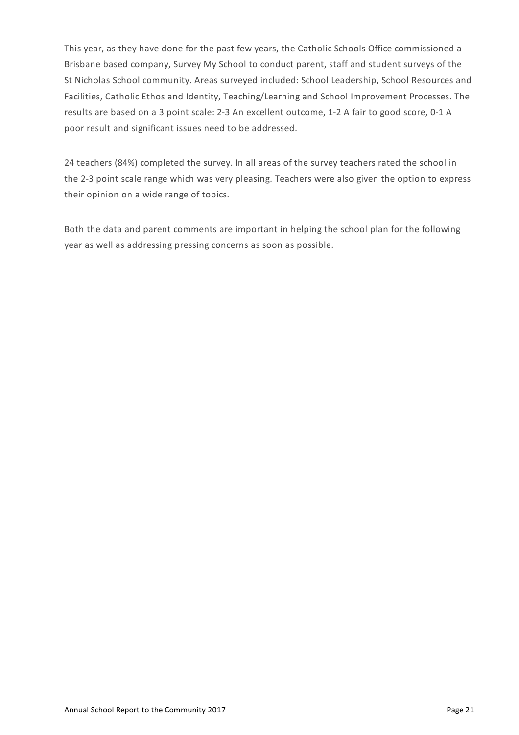This year, as they have done for the past few years, the Catholic Schools Office commissioned a Brisbane based company, Survey My School to conduct parent, staff and student surveys of the St Nicholas School community. Areas surveyed included: School Leadership, School Resources and Facilities, Catholic Ethos and Identity, Teaching/Learning and School Improvement Processes. The results are based on a 3 point scale: 2-3 An excellent outcome, 1-2 A fair to good score, 0-1 A poor result and significant issues need to be addressed.

24 teachers (84%) completed the survey. In all areas of the survey teachers rated the school in the 2-3 point scale range which was very pleasing. Teachers were also given the option to express their opinion on a wide range of topics.

Both the data and parent comments are important in helping the school plan for the following year as well as addressing pressing concerns as soon as possible.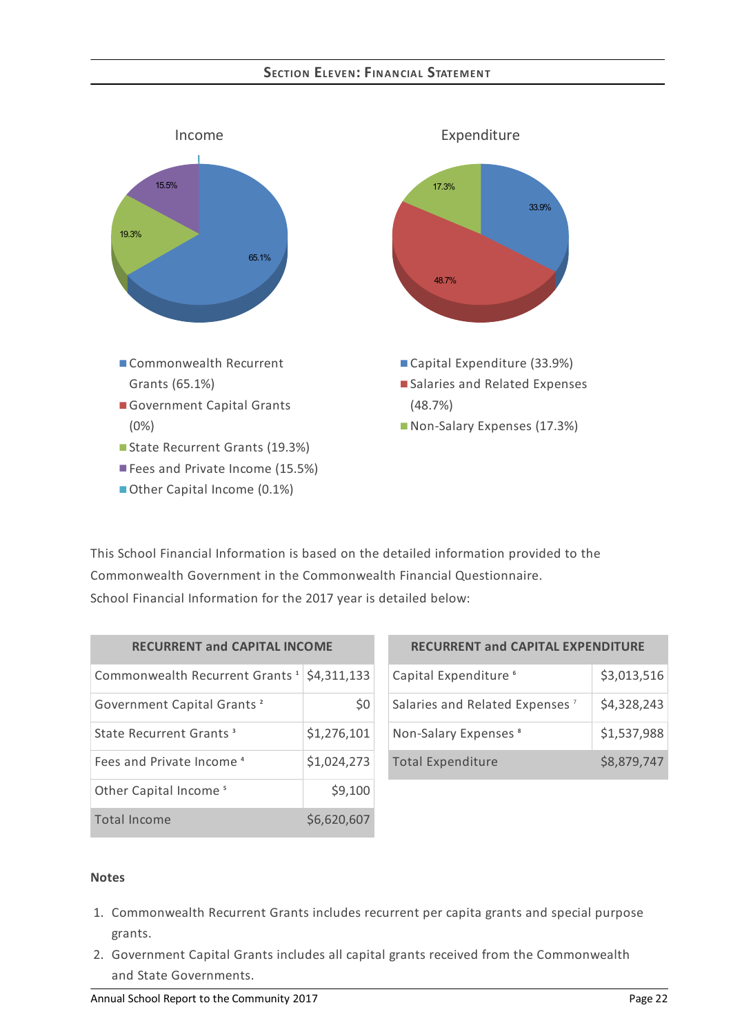## Section Eleven: Financial Statement

Income

- Commonwealth Recurrent Grants (65.1%)
- Government Capital Grants (0%)
- State Recurrent Grants (19.3%)
- Fees and Private Income (15.5%)
- Other Capital Income (0.1%)

Expenditure

- Capital Expenditure (33.9%)
- Salaries and Related Expenses (48.7%)
- Non-Salary Expenses (17.3%)

This School Financial Information is based on the detailed information provided to the Commonwealth Government in the Commonwealth Financial Questionnaire.
School Financial Information for the 2017 year is detailed below:

| RECURRENT and CAPITAL INCOME | |
|---|---|
| Commonwealth Recurrent Grants [1] | $4,311,133 |
| Government Capital Grants [2] | $0 |
| State Recurrent Grants [3] | $1,276,101 |
| Fees and Private Income [4] | $1,024,273 |
| Other Capital Income [5] | $9,100 |
| Total Income | $6,620,607 |

| RECURRENT and CAPITAL EXPENDITURE | |
|---|---|
| Capital Expenditure [6] | $3,013,516 |
| Salaries and Related Expenses [7] | $4,328,243 |
| Non-Salary Expenses [8] | $1,537,988 |
| Total Expenditure | $8,879,747 |

**Notes**

1. Commonwealth Recurrent Grants includes recurrent per capita grants and special purpose grants.
2. Government Capital Grants includes all capital grants received from the Commonwealth and State Governments.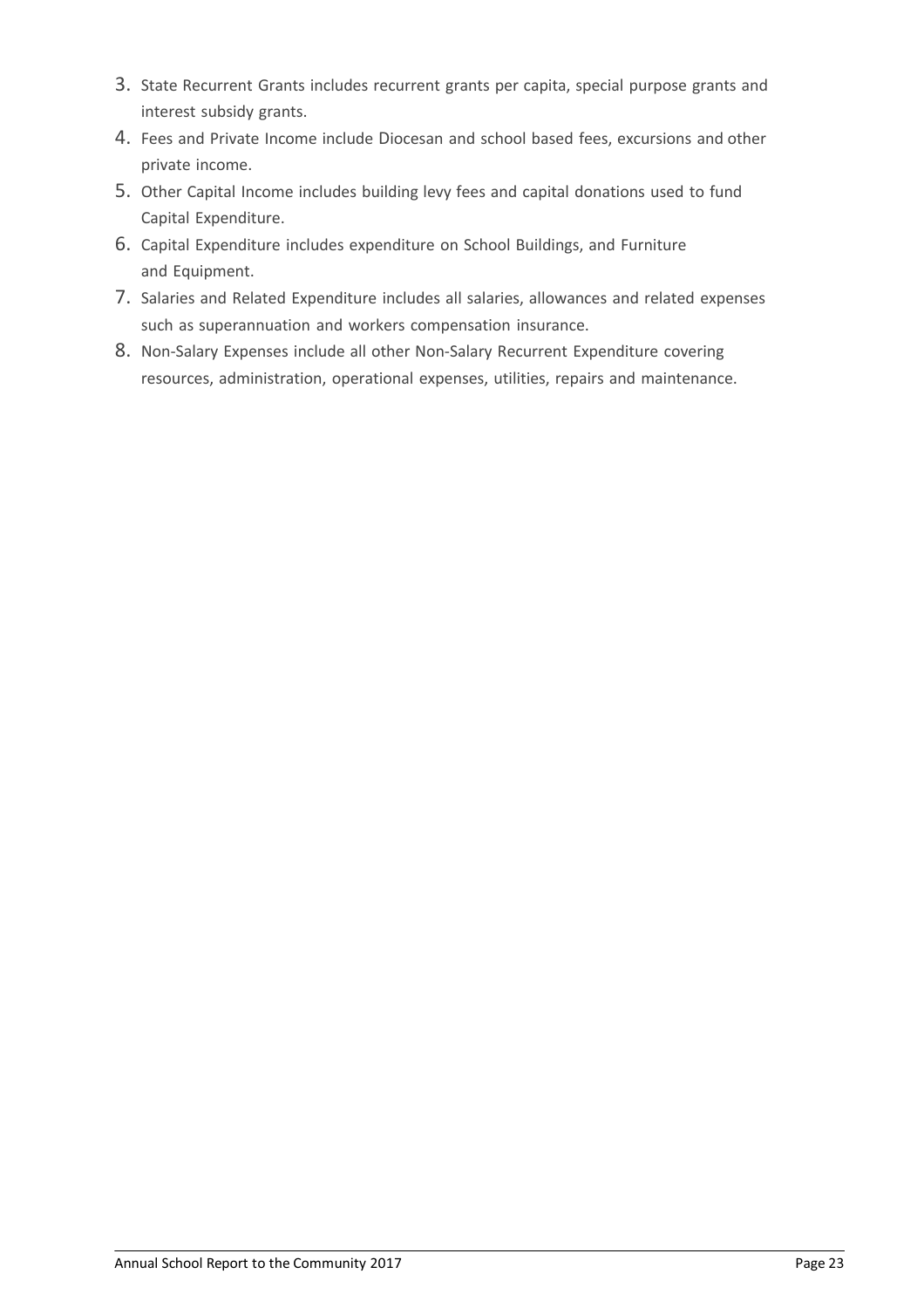3. State Recurrent Grants includes recurrent grants per capita, special purpose grants and interest subsidy grants.
4. Fees and Private Income include Diocesan and school based fees, excursions and other private income.
5. Other Capital Income includes building levy fees and capital donations used to fund Capital Expenditure.
6. Capital Expenditure includes expenditure on School Buildings, and Furniture and Equipment.
7. Salaries and Related Expenditure includes all salaries, allowances and related expenses such as superannuation and workers compensation insurance.
8. Non-Salary Expenses include all other Non-Salary Recurrent Expenditure covering resources, administration, operational expenses, utilities, repairs and maintenance.